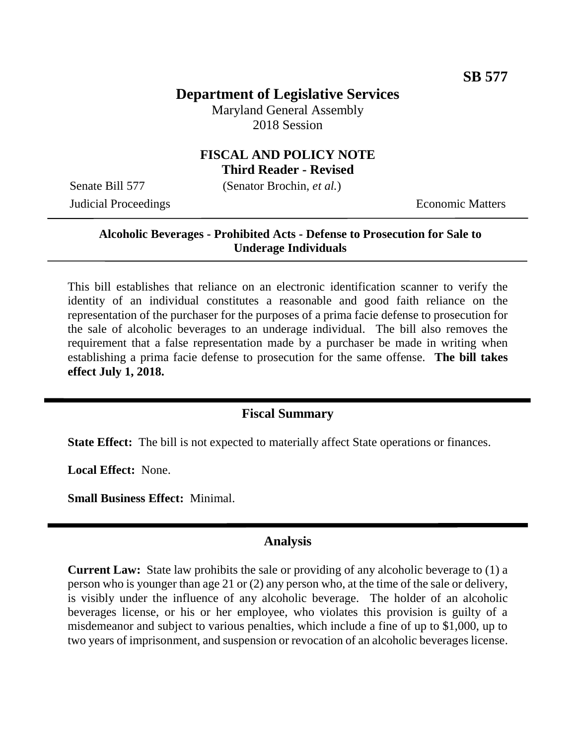**SB 577**

# Department of Legislative Services

Maryland General Assembly
2018 Session

## FISCAL AND POLICY NOTE
**Third Reader - Revised**

Senate Bill 577 (Senator Brochin, *et al.*)

Judicial Proceedings Economic Matters

---

**Alcoholic Beverages - Prohibited Acts - Defense to Prosecution for Sale to Underage Individuals**

---

This bill establishes that reliance on an electronic identification scanner to verify the identity of an individual constitutes a reasonable and good faith reliance on the representation of the purchaser for the purposes of a prima facie defense to prosecution for the sale of alcoholic beverages to an underage individual. The bill also removes the requirement that a false representation made by a purchaser be made in writing when establishing a prima facie defense to prosecution for the same offense. **The bill takes effect July 1, 2018.**

---

## Fiscal Summary

**State Effect:** The bill is not expected to materially affect State operations or finances.

**Local Effect:** None.

**Small Business Effect:** Minimal.

---

## Analysis

**Current Law:** State law prohibits the sale or providing of any alcoholic beverage to (1) a person who is younger than age 21 or (2) any person who, at the time of the sale or delivery, is visibly under the influence of any alcoholic beverage. The holder of an alcoholic beverages license, or his or her employee, who violates this provision is guilty of a misdemeanor and subject to various penalties, which include a fine of up to $1,000, up to two years of imprisonment, and suspension or revocation of an alcoholic beverages license.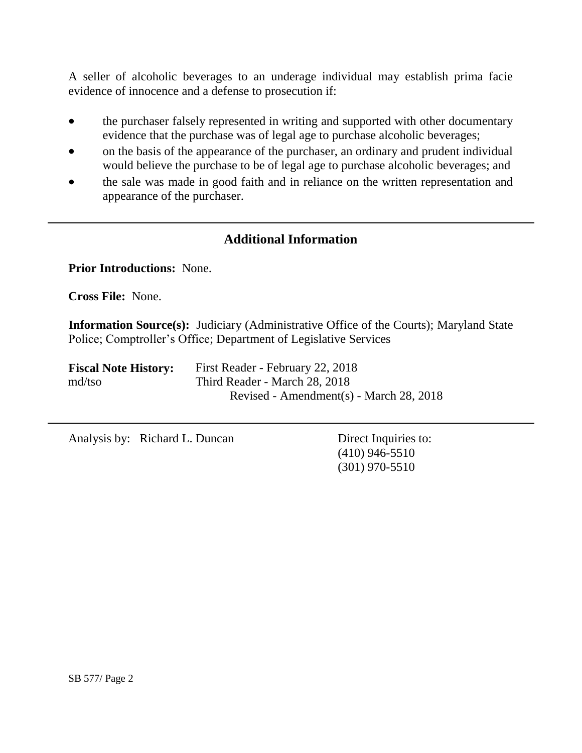A seller of alcoholic beverages to an underage individual may establish prima facie evidence of innocence and a defense to prosecution if:

- the purchaser falsely represented in writing and supported with other documentary evidence that the purchase was of legal age to purchase alcoholic beverages;
- on the basis of the appearance of the purchaser, an ordinary and prudent individual would believe the purchase to be of legal age to purchase alcoholic beverages; and
- the sale was made in good faith and in reliance on the written representation and appearance of the purchaser.

## Additional Information

**Prior Introductions:** None.

**Cross File:** None.

**Information Source(s):** Judiciary (Administrative Office of the Courts); Maryland State Police; Comptroller's Office; Department of Legislative Services

**Fiscal Note History:** First Reader - February 22, 2018
md/tso Third Reader - March 28, 2018
Revised - Amendment(s) - March 28, 2018

Analysis by: Richard L. Duncan

Direct Inquiries to:
(410) 946-5510
(301) 970-5510